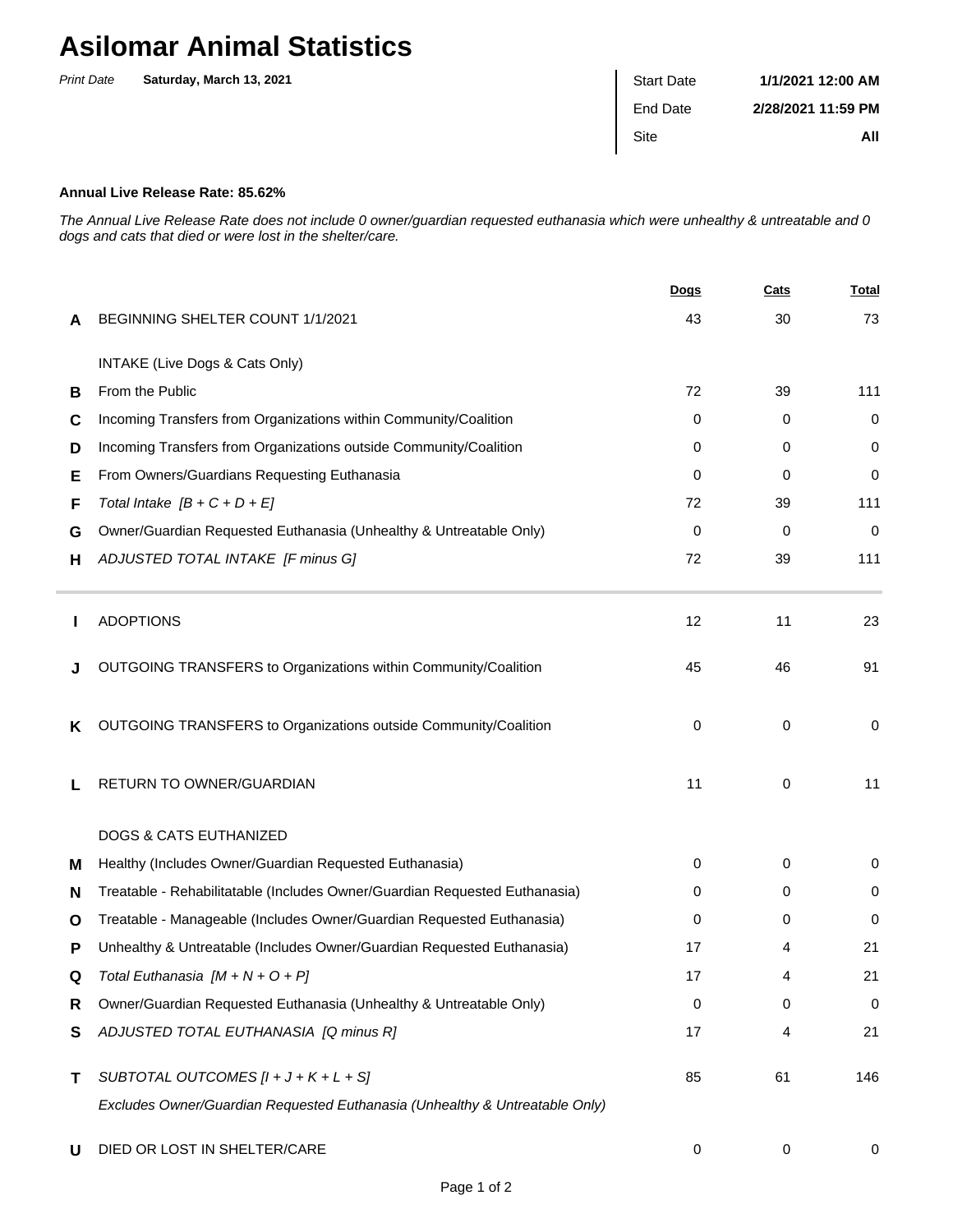# Asilomar Animal Statistics

*Print Date* **Saturday, March 13, 2021**

| | |
|---|---|
| Start Date | **1/1/2021 12:00 AM** |
| End Date | **2/28/2021 11:59 PM** |
| Site | **All** |

**Annual Live Release Rate: 85.62%**

*The Annual Live Release Rate does not include 0 owner/guardian requested euthanasia which were unhealthy & untreatable and 0 dogs and cats that died or were lost in the shelter/care.*

| | | Dogs | Cats | Total |
|---|---|---|---|---|
| **A** | BEGINNING SHELTER COUNT 1/1/2021 | 43 | 30 | 73 |
| | INTAKE (Live Dogs & Cats Only) | | | |
| **B** | From the Public | 72 | 39 | 111 |
| **C** | Incoming Transfers from Organizations within Community/Coalition | 0 | 0 | 0 |
| **D** | Incoming Transfers from Organizations outside Community/Coalition | 0 | 0 | 0 |
| **E** | From Owners/Guardians Requesting Euthanasia | 0 | 0 | 0 |
| **F** | *Total Intake [B + C + D + E]* | 72 | 39 | 111 |
| **G** | Owner/Guardian Requested Euthanasia (Unhealthy & Untreatable Only) | 0 | 0 | 0 |
| **H** | *ADJUSTED TOTAL INTAKE [F minus G]* | 72 | 39 | 111 |
| **I** | ADOPTIONS | 12 | 11 | 23 |
| **J** | OUTGOING TRANSFERS to Organizations within Community/Coalition | 45 | 46 | 91 |
| **K** | OUTGOING TRANSFERS to Organizations outside Community/Coalition | 0 | 0 | 0 |
| **L** | RETURN TO OWNER/GUARDIAN | 11 | 0 | 11 |
| | DOGS & CATS EUTHANIZED | | | |
| **M** | Healthy (Includes Owner/Guardian Requested Euthanasia) | 0 | 0 | 0 |
| **N** | Treatable - Rehabilitatable (Includes Owner/Guardian Requested Euthanasia) | 0 | 0 | 0 |
| **O** | Treatable - Manageable (Includes Owner/Guardian Requested Euthanasia) | 0 | 0 | 0 |
| **P** | Unhealthy & Untreatable (Includes Owner/Guardian Requested Euthanasia) | 17 | 4 | 21 |
| **Q** | *Total Euthanasia [M + N + O + P]* | 17 | 4 | 21 |
| **R** | Owner/Guardian Requested Euthanasia (Unhealthy & Untreatable Only) | 0 | 0 | 0 |
| **S** | *ADJUSTED TOTAL EUTHANASIA [Q minus R]* | 17 | 4 | 21 |
| **T** | *SUBTOTAL OUTCOMES [I + J + K + L + S]* <br> *Excludes Owner/Guardian Requested Euthanasia (Unhealthy & Untreatable Only)* | 85 | 61 | 146 |
| **U** | DIED OR LOST IN SHELTER/CARE | 0 | 0 | 0 |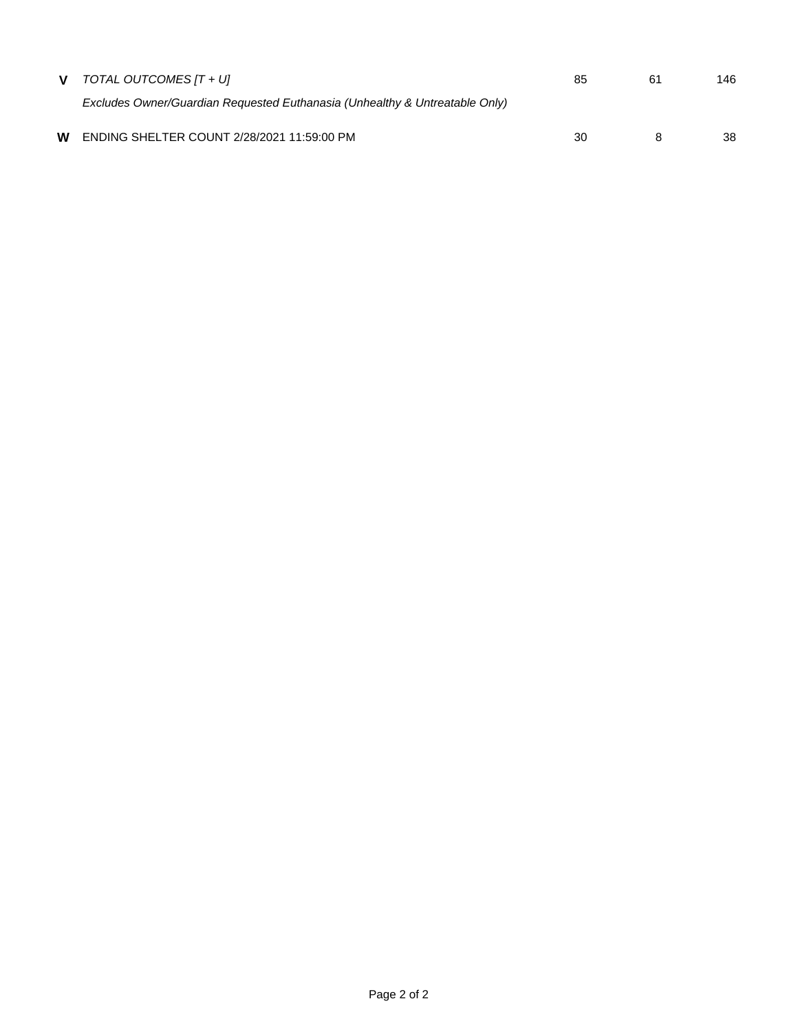| | | | | |
|---|---|---|---|---|
| **V** | *TOTAL OUTCOMES [T + U]* | 85 | 61 | 146 |
| | *Excludes Owner/Guardian Requested Euthanasia (Unhealthy & Untreatable Only)* | | | |
| **W** | ENDING SHELTER COUNT 2/28/2021 11:59:00 PM | 30 | 8 | 38 |